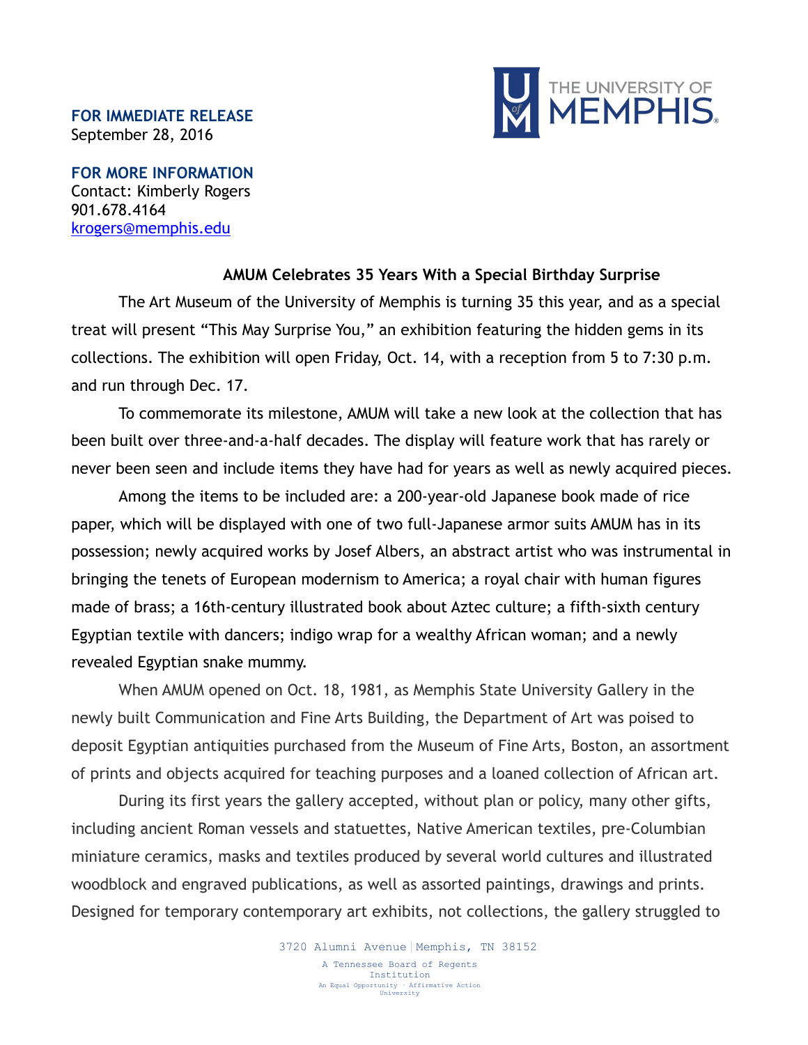**FOR IMMEDIATE RELEASE**
September 28, 2016

**FOR MORE INFORMATION**
Contact: Kimberly Rogers
901.678.4164
krogers@memphis.edu

THE UNIVERSITY OF MEMPHIS

## AMUM Celebrates 35 Years With a Special Birthday Surprise

The Art Museum of the University of Memphis is turning 35 this year, and as a special treat will present "This May Surprise You," an exhibition featuring the hidden gems in its collections. The exhibition will open Friday, Oct. 14, with a reception from 5 to 7:30 p.m. and run through Dec. 17.

To commemorate its milestone, AMUM will take a new look at the collection that has been built over three-and-a-half decades. The display will feature work that has rarely or never been seen and include items they have had for years as well as newly acquired pieces.

Among the items to be included are: a 200-year-old Japanese book made of rice paper, which will be displayed with one of two full-Japanese armor suits AMUM has in its possession; newly acquired works by Josef Albers, an abstract artist who was instrumental in bringing the tenets of European modernism to America; a royal chair with human figures made of brass; a 16th-century illustrated book about Aztec culture; a fifth-sixth century Egyptian textile with dancers; indigo wrap for a wealthy African woman; and a newly revealed Egyptian snake mummy.

When AMUM opened on Oct. 18, 1981, as Memphis State University Gallery in the newly built Communication and Fine Arts Building, the Department of Art was poised to deposit Egyptian antiquities purchased from the Museum of Fine Arts, Boston, an assortment of prints and objects acquired for teaching purposes and a loaned collection of African art.

During its first years the gallery accepted, without plan or policy, many other gifts, including ancient Roman vessels and statuettes, Native American textiles, pre-Columbian miniature ceramics, masks and textiles produced by several world cultures and illustrated woodblock and engraved publications, as well as assorted paintings, drawings and prints. Designed for temporary contemporary art exhibits, not collections, the gallery struggled to

3720 Alumni Avenue | Memphis, TN 38152
A Tennessee Board of Regents Institution
An Equal Opportunity · Affirmative Action University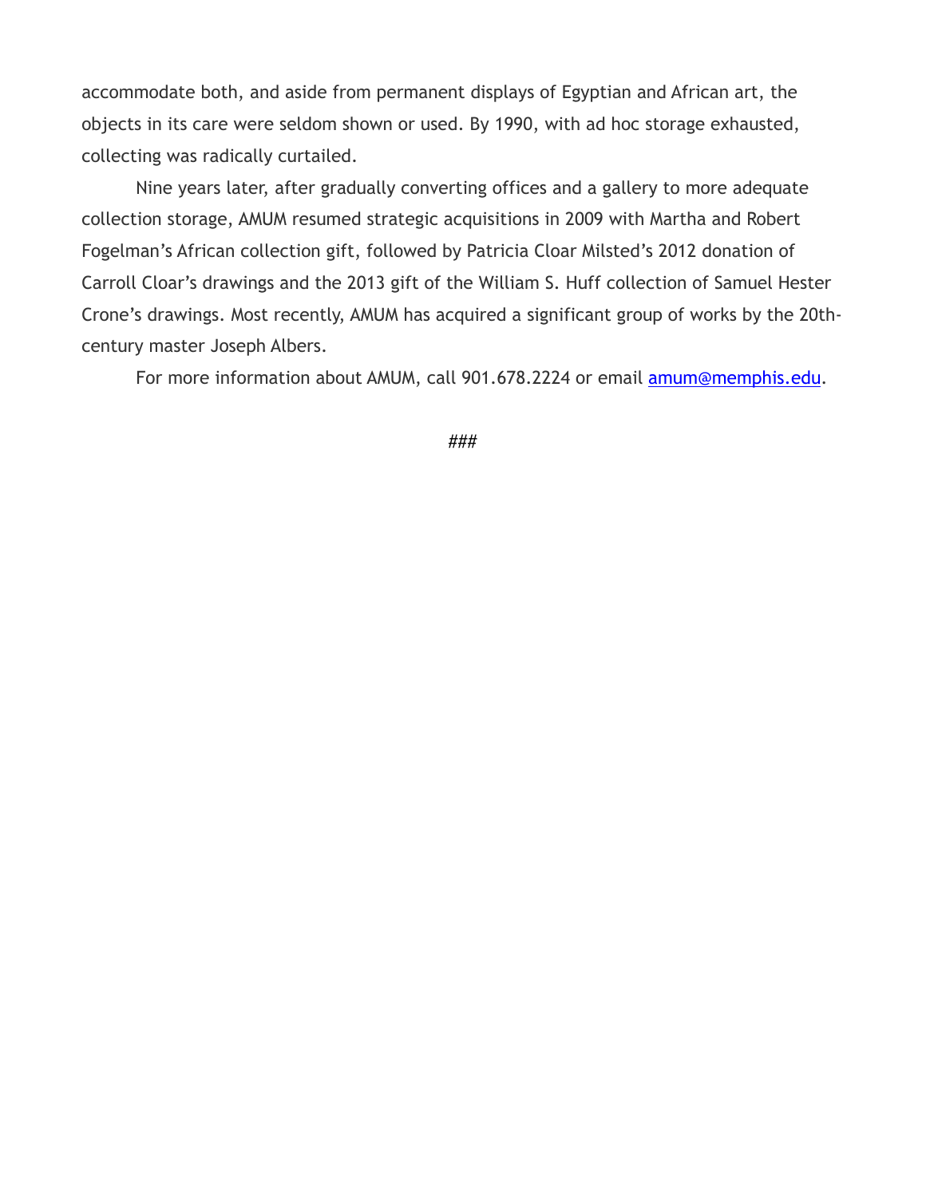accommodate both, and aside from permanent displays of Egyptian and African art, the objects in its care were seldom shown or used. By 1990, with ad hoc storage exhausted, collecting was radically curtailed.

Nine years later, after gradually converting offices and a gallery to more adequate collection storage, AMUM resumed strategic acquisitions in 2009 with Martha and Robert Fogelman's African collection gift, followed by Patricia Cloar Milsted's 2012 donation of Carroll Cloar's drawings and the 2013 gift of the William S. Huff collection of Samuel Hester Crone's drawings. Most recently, AMUM has acquired a significant group of works by the 20th-century master Joseph Albers.

For more information about AMUM, call 901.678.2224 or email amum@memphis.edu.

###